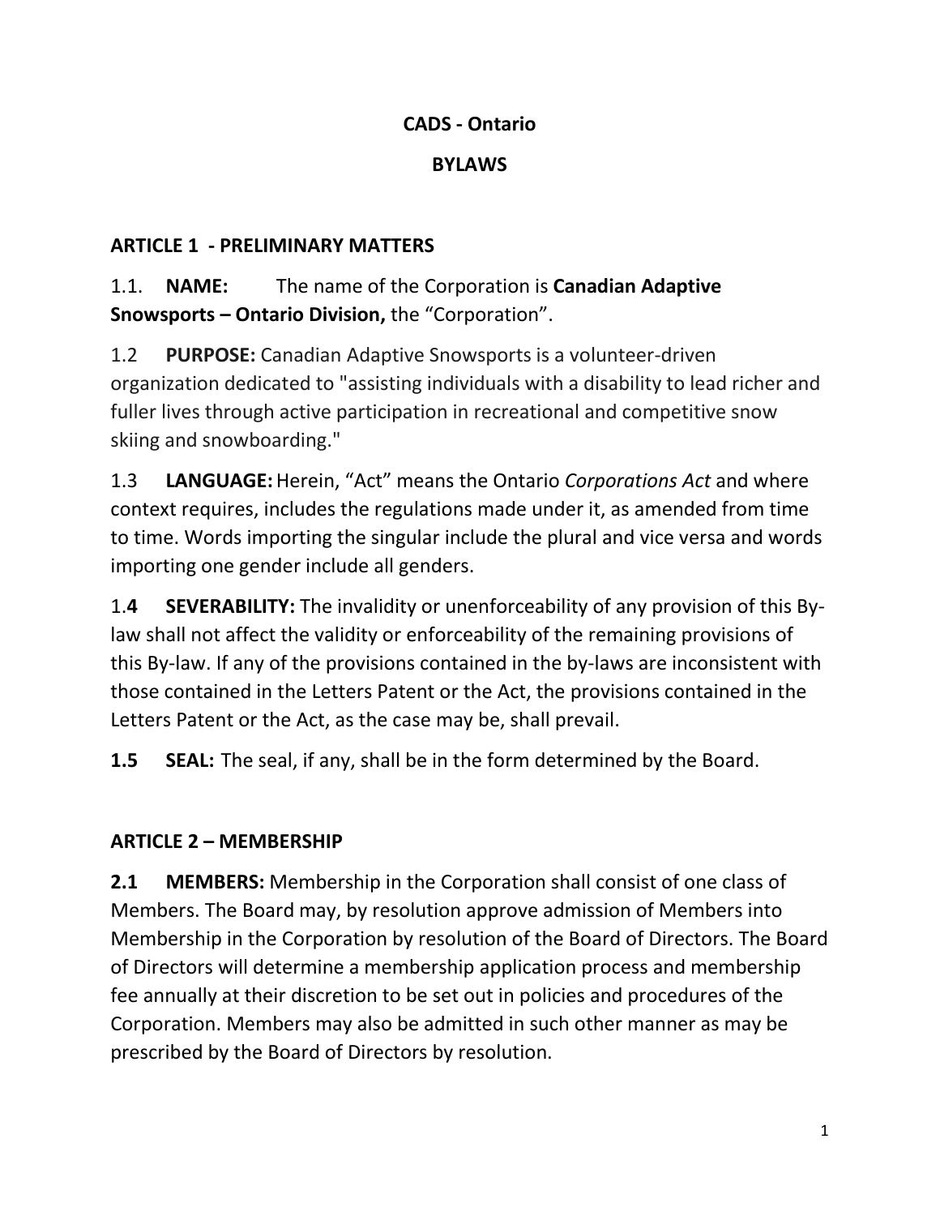# CADS - Ontario

# BYLAWS

## ARTICLE 1 - PRELIMINARY MATTERS

1.1. **NAME:** The name of the Corporation is **Canadian Adaptive Snowsports – Ontario Division,** the "Corporation".

1.2 **PURPOSE:** Canadian Adaptive Snowsports is a volunteer-driven organization dedicated to "assisting individuals with a disability to lead richer and fuller lives through active participation in recreational and competitive snow skiing and snowboarding."

1.3 **LANGUAGE:** Herein, "Act" means the Ontario *Corporations Act* and where context requires, includes the regulations made under it, as amended from time to time. Words importing the singular include the plural and vice versa and words importing one gender include all genders.

1.**4** **SEVERABILITY:** The invalidity or unenforceability of any provision of this By-law shall not affect the validity or enforceability of the remaining provisions of this By-law. If any of the provisions contained in the by-laws are inconsistent with those contained in the Letters Patent or the Act, the provisions contained in the Letters Patent or the Act, as the case may be, shall prevail.

**1.5** **SEAL:** The seal, if any, shall be in the form determined by the Board.

## ARTICLE 2 – MEMBERSHIP

**2.1** **MEMBERS:** Membership in the Corporation shall consist of one class of Members. The Board may, by resolution approve admission of Members into Membership in the Corporation by resolution of the Board of Directors. The Board of Directors will determine a membership application process and membership fee annually at their discretion to be set out in policies and procedures of the Corporation. Members may also be admitted in such other manner as may be prescribed by the Board of Directors by resolution.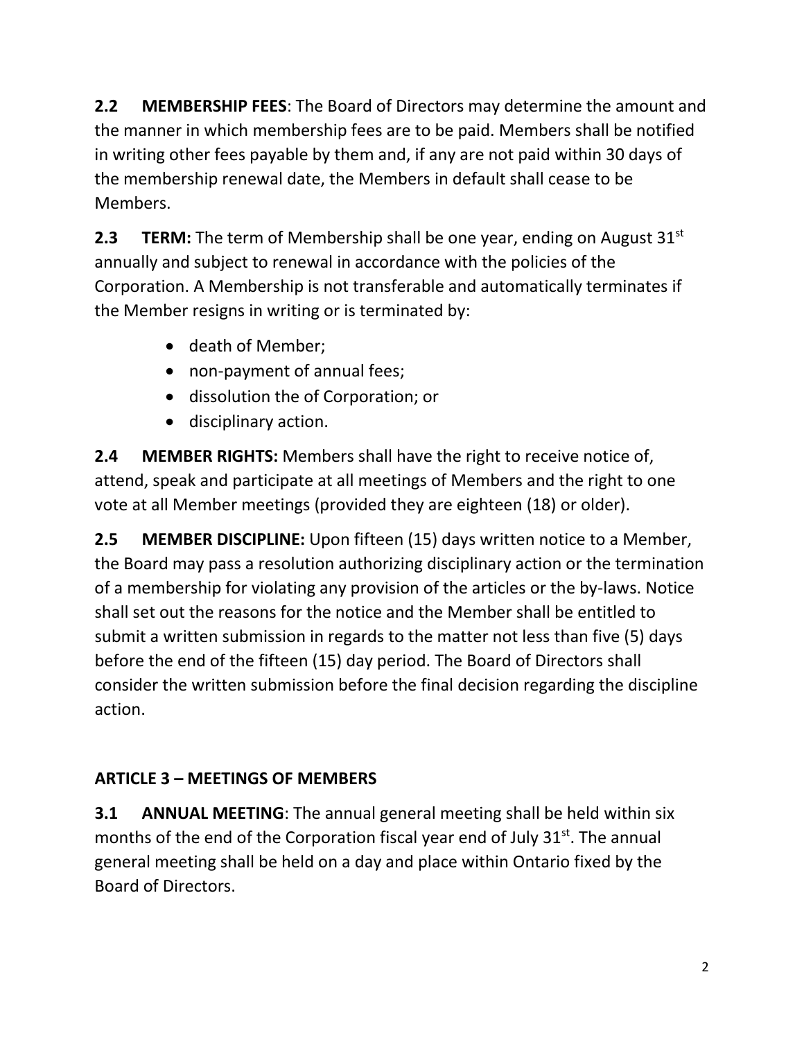**2.2 MEMBERSHIP FEES**: The Board of Directors may determine the amount and the manner in which membership fees are to be paid. Members shall be notified in writing other fees payable by them and, if any are not paid within 30 days of the membership renewal date, the Members in default shall cease to be Members.

**2.3 TERM:** The term of Membership shall be one year, ending on August 31st annually and subject to renewal in accordance with the policies of the Corporation. A Membership is not transferable and automatically terminates if the Member resigns in writing or is terminated by:

- death of Member;
- non-payment of annual fees;
- dissolution the of Corporation; or
- disciplinary action.

**2.4 MEMBER RIGHTS:** Members shall have the right to receive notice of, attend, speak and participate at all meetings of Members and the right to one vote at all Member meetings (provided they are eighteen (18) or older).

**2.5 MEMBER DISCIPLINE:** Upon fifteen (15) days written notice to a Member, the Board may pass a resolution authorizing disciplinary action or the termination of a membership for violating any provision of the articles or the by-laws. Notice shall set out the reasons for the notice and the Member shall be entitled to submit a written submission in regards to the matter not less than five (5) days before the end of the fifteen (15) day period. The Board of Directors shall consider the written submission before the final decision regarding the discipline action.

## ARTICLE 3 – MEETINGS OF MEMBERS

**3.1 ANNUAL MEETING**: The annual general meeting shall be held within six months of the end of the Corporation fiscal year end of July 31st. The annual general meeting shall be held on a day and place within Ontario fixed by the Board of Directors.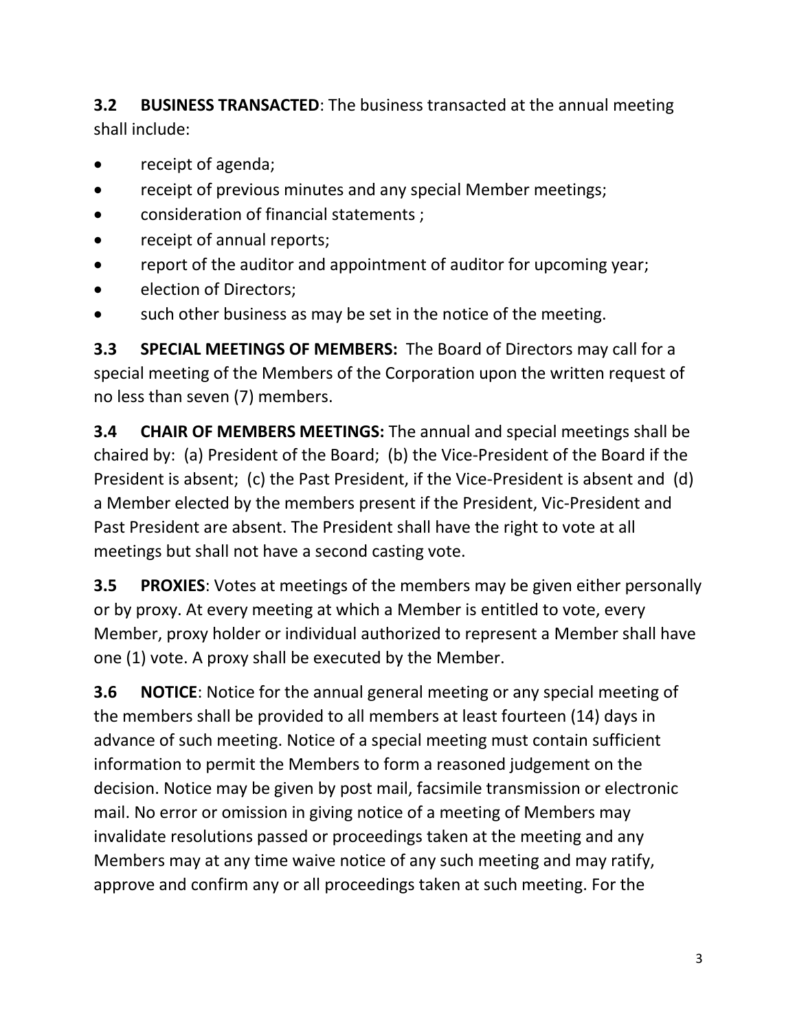**3.2 BUSINESS TRANSACTED**: The business transacted at the annual meeting shall include:

- receipt of agenda;
- receipt of previous minutes and any special Member meetings;
- consideration of financial statements ;
- receipt of annual reports;
- report of the auditor and appointment of auditor for upcoming year;
- election of Directors;
- such other business as may be set in the notice of the meeting.

**3.3 SPECIAL MEETINGS OF MEMBERS:** The Board of Directors may call for a special meeting of the Members of the Corporation upon the written request of no less than seven (7) members.

**3.4 CHAIR OF MEMBERS MEETINGS:** The annual and special meetings shall be chaired by: (a) President of the Board; (b) the Vice-President of the Board if the President is absent; (c) the Past President, if the Vice-President is absent and (d) a Member elected by the members present if the President, Vic-President and Past President are absent. The President shall have the right to vote at all meetings but shall not have a second casting vote.

**3.5 PROXIES**: Votes at meetings of the members may be given either personally or by proxy. At every meeting at which a Member is entitled to vote, every Member, proxy holder or individual authorized to represent a Member shall have one (1) vote. A proxy shall be executed by the Member.

**3.6 NOTICE**: Notice for the annual general meeting or any special meeting of the members shall be provided to all members at least fourteen (14) days in advance of such meeting. Notice of a special meeting must contain sufficient information to permit the Members to form a reasoned judgement on the decision. Notice may be given by post mail, facsimile transmission or electronic mail. No error or omission in giving notice of a meeting of Members may invalidate resolutions passed or proceedings taken at the meeting and any Members may at any time waive notice of any such meeting and may ratify, approve and confirm any or all proceedings taken at such meeting. For the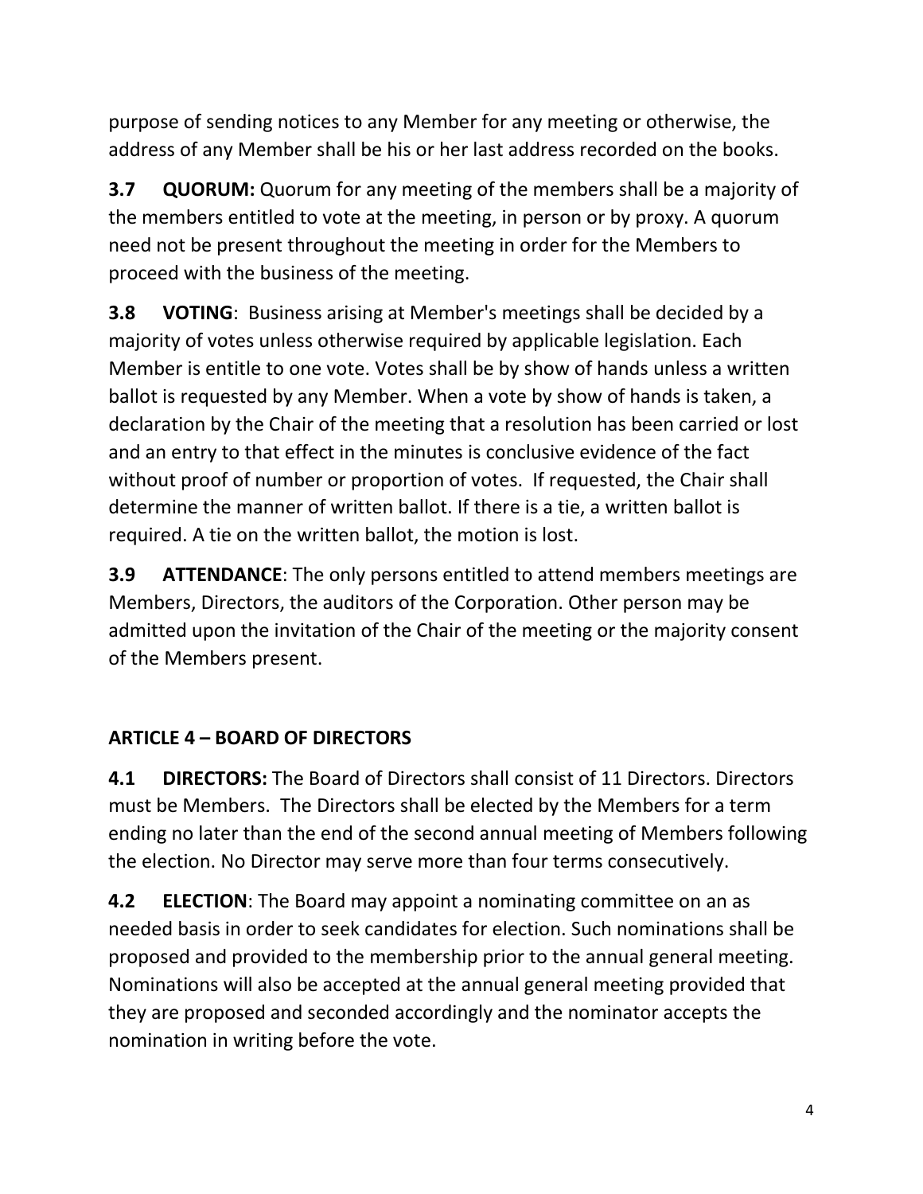purpose of sending notices to any Member for any meeting or otherwise, the address of any Member shall be his or her last address recorded on the books.

**3.7 QUORUM:** Quorum for any meeting of the members shall be a majority of the members entitled to vote at the meeting, in person or by proxy. A quorum need not be present throughout the meeting in order for the Members to proceed with the business of the meeting.

**3.8 VOTING**: Business arising at Member's meetings shall be decided by a majority of votes unless otherwise required by applicable legislation. Each Member is entitle to one vote. Votes shall be by show of hands unless a written ballot is requested by any Member. When a vote by show of hands is taken, a declaration by the Chair of the meeting that a resolution has been carried or lost and an entry to that effect in the minutes is conclusive evidence of the fact without proof of number or proportion of votes. If requested, the Chair shall determine the manner of written ballot. If there is a tie, a written ballot is required. A tie on the written ballot, the motion is lost.

**3.9 ATTENDANCE**: The only persons entitled to attend members meetings are Members, Directors, the auditors of the Corporation. Other person may be admitted upon the invitation of the Chair of the meeting or the majority consent of the Members present.

## ARTICLE 4 – BOARD OF DIRECTORS

**4.1 DIRECTORS:** The Board of Directors shall consist of 11 Directors. Directors must be Members. The Directors shall be elected by the Members for a term ending no later than the end of the second annual meeting of Members following the election. No Director may serve more than four terms consecutively.

**4.2 ELECTION**: The Board may appoint a nominating committee on an as needed basis in order to seek candidates for election. Such nominations shall be proposed and provided to the membership prior to the annual general meeting. Nominations will also be accepted at the annual general meeting provided that they are proposed and seconded accordingly and the nominator accepts the nomination in writing before the vote.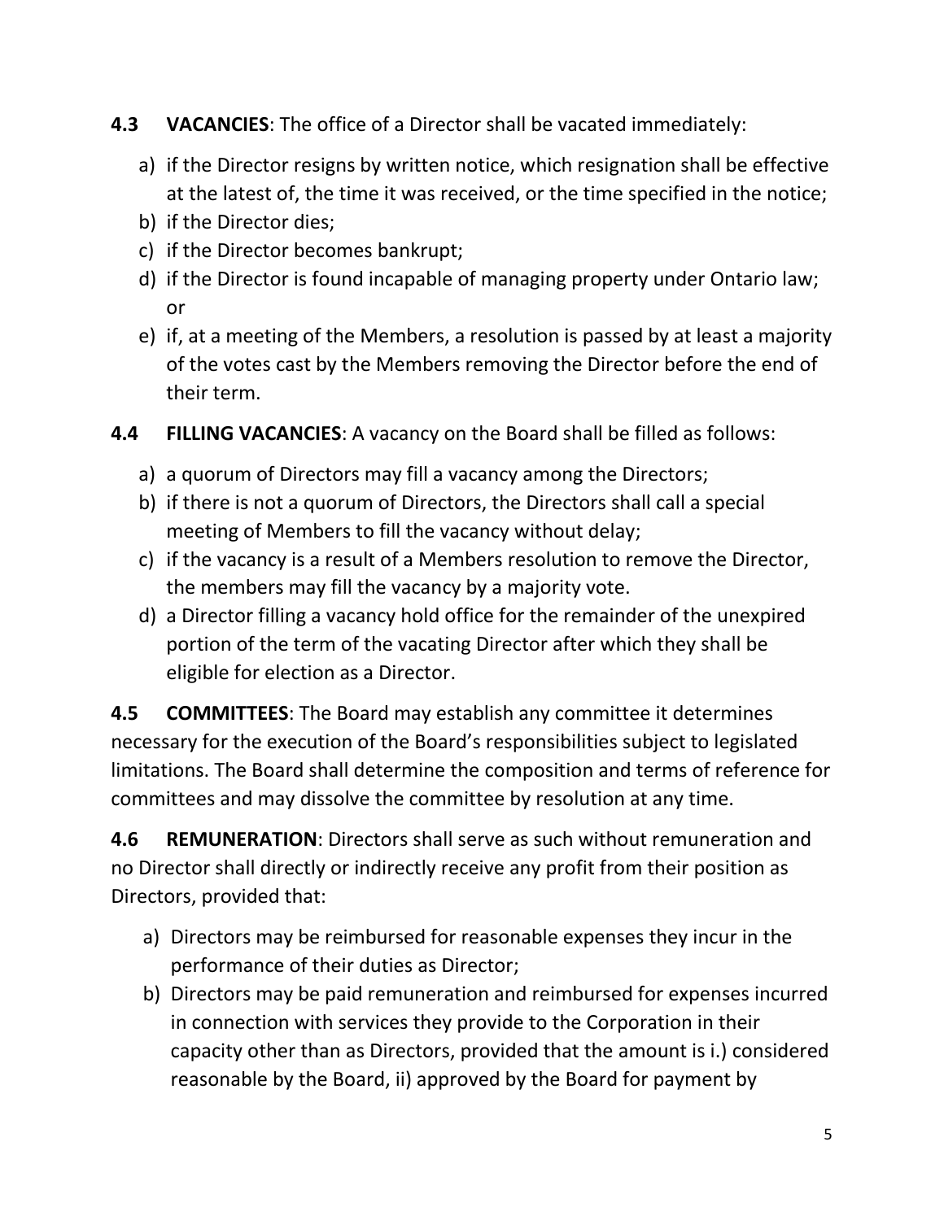**4.3 VACANCIES**: The office of a Director shall be vacated immediately:

a) if the Director resigns by written notice, which resignation shall be effective at the latest of, the time it was received, or the time specified in the notice;
b) if the Director dies;
c) if the Director becomes bankrupt;
d) if the Director is found incapable of managing property under Ontario law; or
e) if, at a meeting of the Members, a resolution is passed by at least a majority of the votes cast by the Members removing the Director before the end of their term.

**4.4 FILLING VACANCIES**: A vacancy on the Board shall be filled as follows:

a) a quorum of Directors may fill a vacancy among the Directors;
b) if there is not a quorum of Directors, the Directors shall call a special meeting of Members to fill the vacancy without delay;
c) if the vacancy is a result of a Members resolution to remove the Director, the members may fill the vacancy by a majority vote.
d) a Director filling a vacancy hold office for the remainder of the unexpired portion of the term of the vacating Director after which they shall be eligible for election as a Director.

**4.5 COMMITTEES**: The Board may establish any committee it determines necessary for the execution of the Board's responsibilities subject to legislated limitations. The Board shall determine the composition and terms of reference for committees and may dissolve the committee by resolution at any time.

**4.6 REMUNERATION**: Directors shall serve as such without remuneration and no Director shall directly or indirectly receive any profit from their position as Directors, provided that:

a) Directors may be reimbursed for reasonable expenses they incur in the performance of their duties as Director;
b) Directors may be paid remuneration and reimbursed for expenses incurred in connection with services they provide to the Corporation in their capacity other than as Directors, provided that the amount is i.) considered reasonable by the Board, ii) approved by the Board for payment by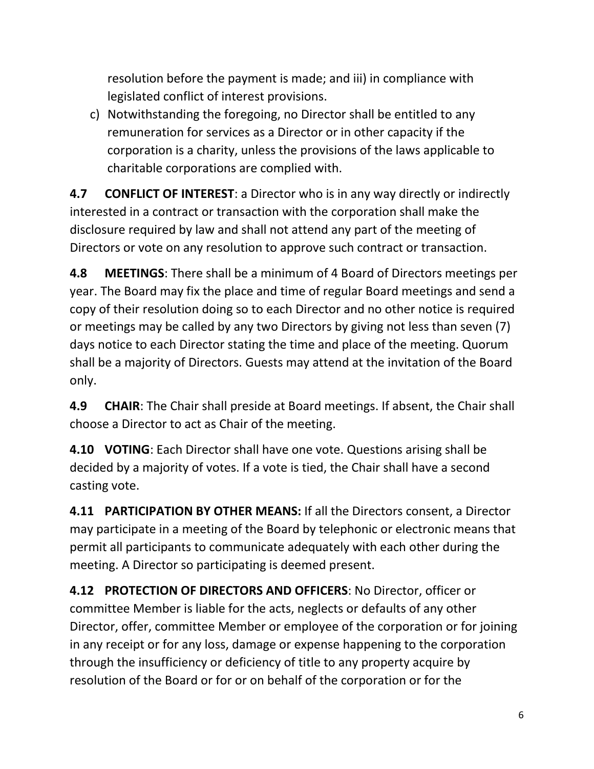resolution before the payment is made; and iii) in compliance with legislated conflict of interest provisions.

c) Notwithstanding the foregoing, no Director shall be entitled to any remuneration for services as a Director or in other capacity if the corporation is a charity, unless the provisions of the laws applicable to charitable corporations are complied with.

**4.7 CONFLICT OF INTEREST**: a Director who is in any way directly or indirectly interested in a contract or transaction with the corporation shall make the disclosure required by law and shall not attend any part of the meeting of Directors or vote on any resolution to approve such contract or transaction.

**4.8 MEETINGS**: There shall be a minimum of 4 Board of Directors meetings per year. The Board may fix the place and time of regular Board meetings and send a copy of their resolution doing so to each Director and no other notice is required or meetings may be called by any two Directors by giving not less than seven (7) days notice to each Director stating the time and place of the meeting. Quorum shall be a majority of Directors. Guests may attend at the invitation of the Board only.

**4.9 CHAIR**: The Chair shall preside at Board meetings. If absent, the Chair shall choose a Director to act as Chair of the meeting.

**4.10 VOTING**: Each Director shall have one vote. Questions arising shall be decided by a majority of votes. If a vote is tied, the Chair shall have a second casting vote.

**4.11 PARTICIPATION BY OTHER MEANS:** If all the Directors consent, a Director may participate in a meeting of the Board by telephonic or electronic means that permit all participants to communicate adequately with each other during the meeting. A Director so participating is deemed present.

**4.12 PROTECTION OF DIRECTORS AND OFFICERS**: No Director, officer or committee Member is liable for the acts, neglects or defaults of any other Director, offer, committee Member or employee of the corporation or for joining in any receipt or for any loss, damage or expense happening to the corporation through the insufficiency or deficiency of title to any property acquire by resolution of the Board or for or on behalf of the corporation or for the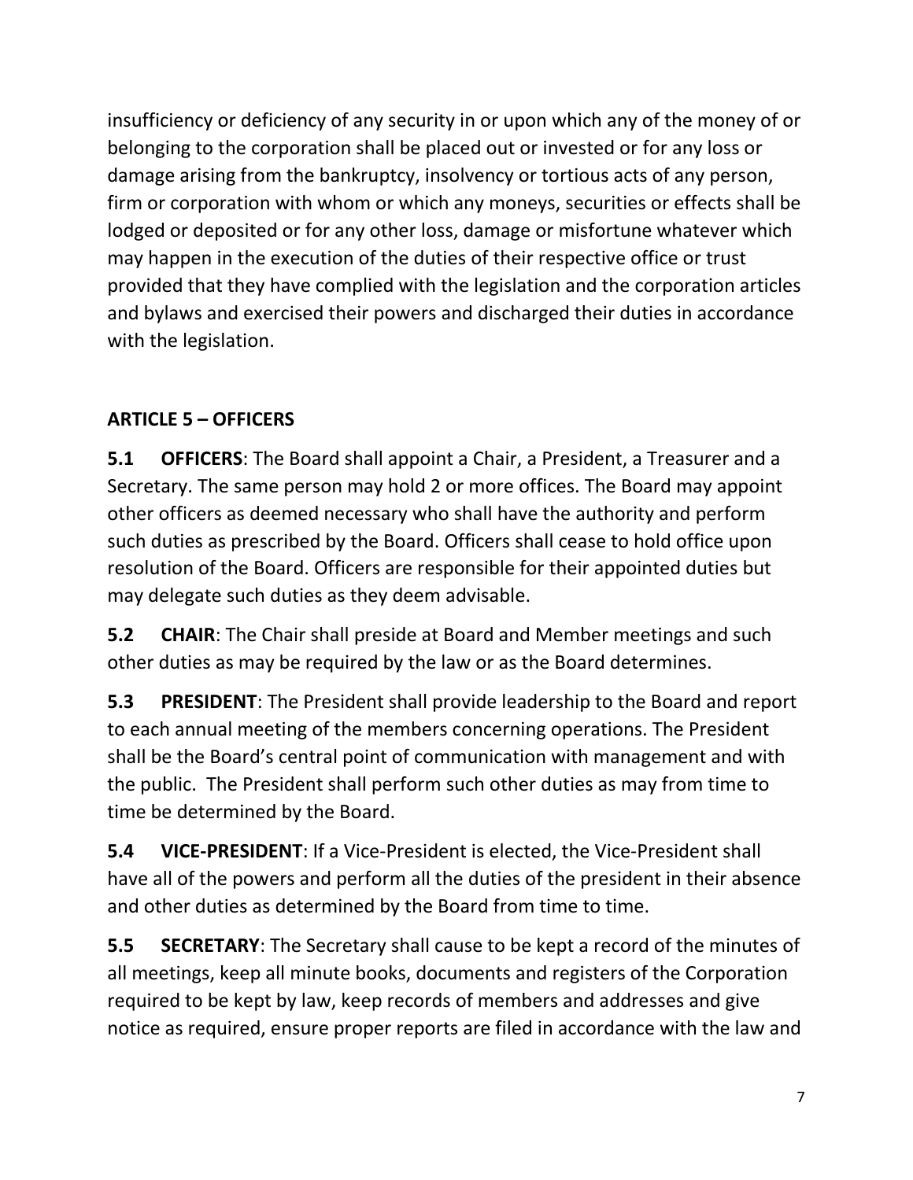insufficiency or deficiency of any security in or upon which any of the money of or belonging to the corporation shall be placed out or invested or for any loss or damage arising from the bankruptcy, insolvency or tortious acts of any person, firm or corporation with whom or which any moneys, securities or effects shall be lodged or deposited or for any other loss, damage or misfortune whatever which may happen in the execution of the duties of their respective office or trust provided that they have complied with the legislation and the corporation articles and bylaws and exercised their powers and discharged their duties in accordance with the legislation.

## ARTICLE 5 – OFFICERS

**5.1 OFFICERS**: The Board shall appoint a Chair, a President, a Treasurer and a Secretary. The same person may hold 2 or more offices. The Board may appoint other officers as deemed necessary who shall have the authority and perform such duties as prescribed by the Board. Officers shall cease to hold office upon resolution of the Board. Officers are responsible for their appointed duties but may delegate such duties as they deem advisable.

**5.2 CHAIR**: The Chair shall preside at Board and Member meetings and such other duties as may be required by the law or as the Board determines.

**5.3 PRESIDENT**: The President shall provide leadership to the Board and report to each annual meeting of the members concerning operations. The President shall be the Board's central point of communication with management and with the public. The President shall perform such other duties as may from time to time be determined by the Board.

**5.4 VICE-PRESIDENT**: If a Vice-President is elected, the Vice-President shall have all of the powers and perform all the duties of the president in their absence and other duties as determined by the Board from time to time.

**5.5 SECRETARY**: The Secretary shall cause to be kept a record of the minutes of all meetings, keep all minute books, documents and registers of the Corporation required to be kept by law, keep records of members and addresses and give notice as required, ensure proper reports are filed in accordance with the law and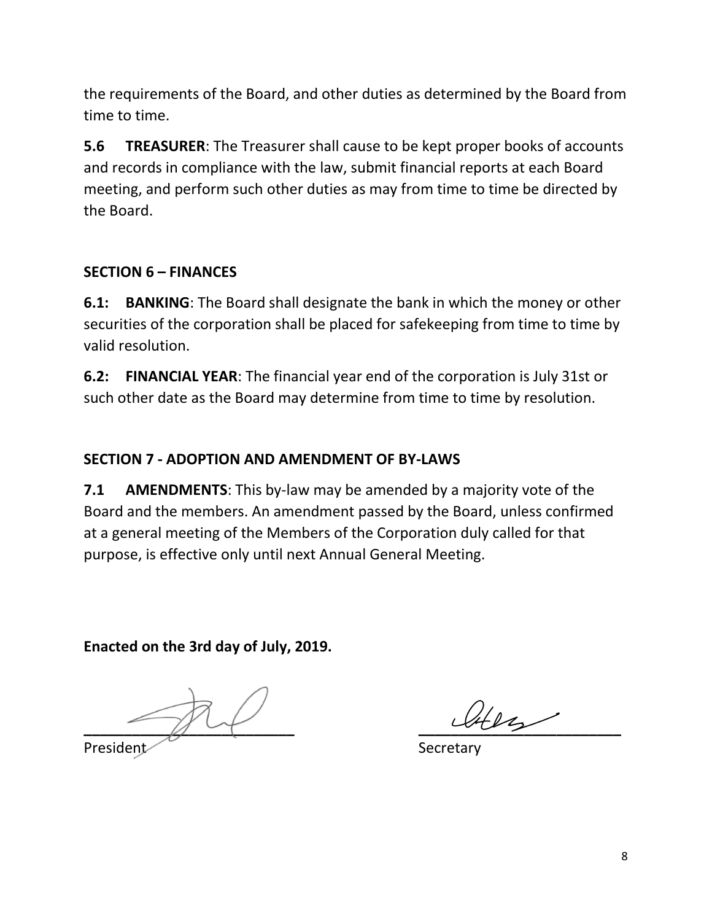the requirements of the Board, and other duties as determined by the Board from time to time.

**5.6 TREASURER**: The Treasurer shall cause to be kept proper books of accounts and records in compliance with the law, submit financial reports at each Board meeting, and perform such other duties as may from time to time be directed by the Board.

## SECTION 6 – FINANCES

**6.1: BANKING**: The Board shall designate the bank in which the money or other securities of the corporation shall be placed for safekeeping from time to time by valid resolution.

**6.2: FINANCIAL YEAR**: The financial year end of the corporation is July 31st or such other date as the Board may determine from time to time by resolution.

## SECTION 7 - ADOPTION AND AMENDMENT OF BY-LAWS

**7.1 AMENDMENTS**: This by-law may be amended by a majority vote of the Board and the members. An amendment passed by the Board, unless confirmed at a general meeting of the Members of the Corporation duly called for that purpose, is effective only until next Annual General Meeting.

**Enacted on the 3rd day of July, 2019.**

________________________  ________________________

President  Secretary